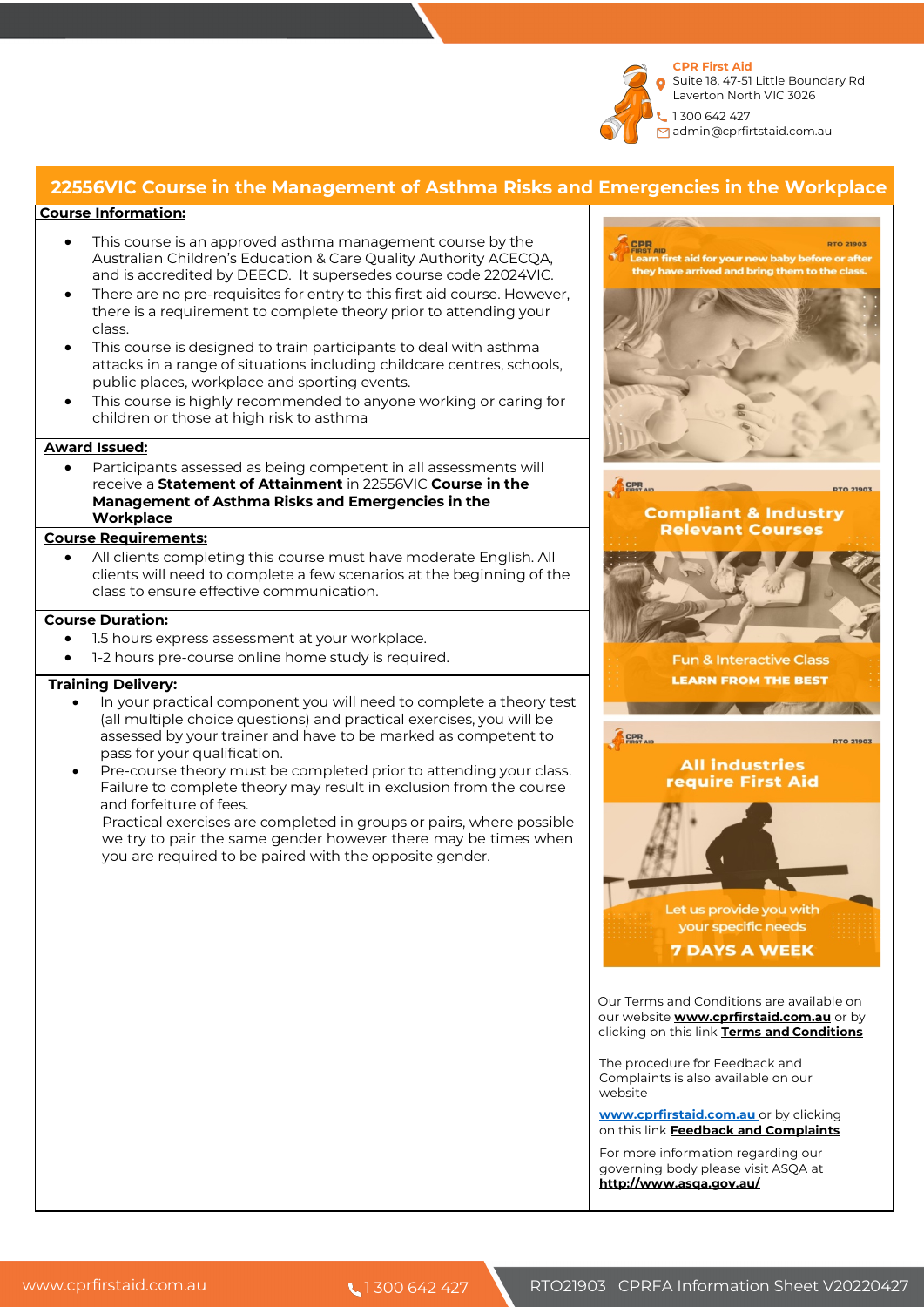**CPR First Aid**
Suite 18, 47-51 Little Boundary Rd
Laverton North VIC 3026
1 300 642 427
admin@cprfirstaid.com.au

# 22556VIC Course in the Management of Asthma Risks and Emergencies in the Workplace

## Course Information:

- This course is an approved asthma management course by the Australian Children's Education & Care Quality Authority ACECQA, and is accredited by DEECD. It supersedes course code 22024VIC.
- There are no pre-requisites for entry to this first aid course. However, there is a requirement to complete theory prior to attending your class.
- This course is designed to train participants to deal with asthma attacks in a range of situations including childcare centres, schools, public places, workplace and sporting events.
- This course is highly recommended to anyone working or caring for children or those at high risk to asthma

## Award Issued:

- Participants assessed as being competent in all assessments will receive a **Statement of Attainment** in 22556VIC **Course in the Management of Asthma Risks and Emergencies in the Workplace**

## Course Requirements:

- All clients completing this course must have moderate English. All clients will need to complete a few scenarios at the beginning of the class to ensure effective communication.

## Course Duration:

- 1.5 hours express assessment at your workplace.
- 1-2 hours pre-course online home study is required.

## Training Delivery:

- In your practical component you will need to complete a theory test (all multiple choice questions) and practical exercises, you will be assessed by your trainer and have to be marked as competent to pass for your qualification.
- Pre-course theory must be completed prior to attending your class. Failure to complete theory may result in exclusion from the course and forfeiture of fees.
  Practical exercises are completed in groups or pairs, where possible we try to pair the same gender however there may be times when you are required to be paired with the opposite gender.

Our Terms and Conditions are available on our website **www.cprfirstaid.com.au** or by clicking on this link **Terms and Conditions**

The procedure for Feedback and Complaints is also available on our website

www.cprfirstaid.com.au or by clicking on this link **Feedback and Complaints**

For more information regarding our governing body please visit ASQA at **http://www.asqa.gov.au/**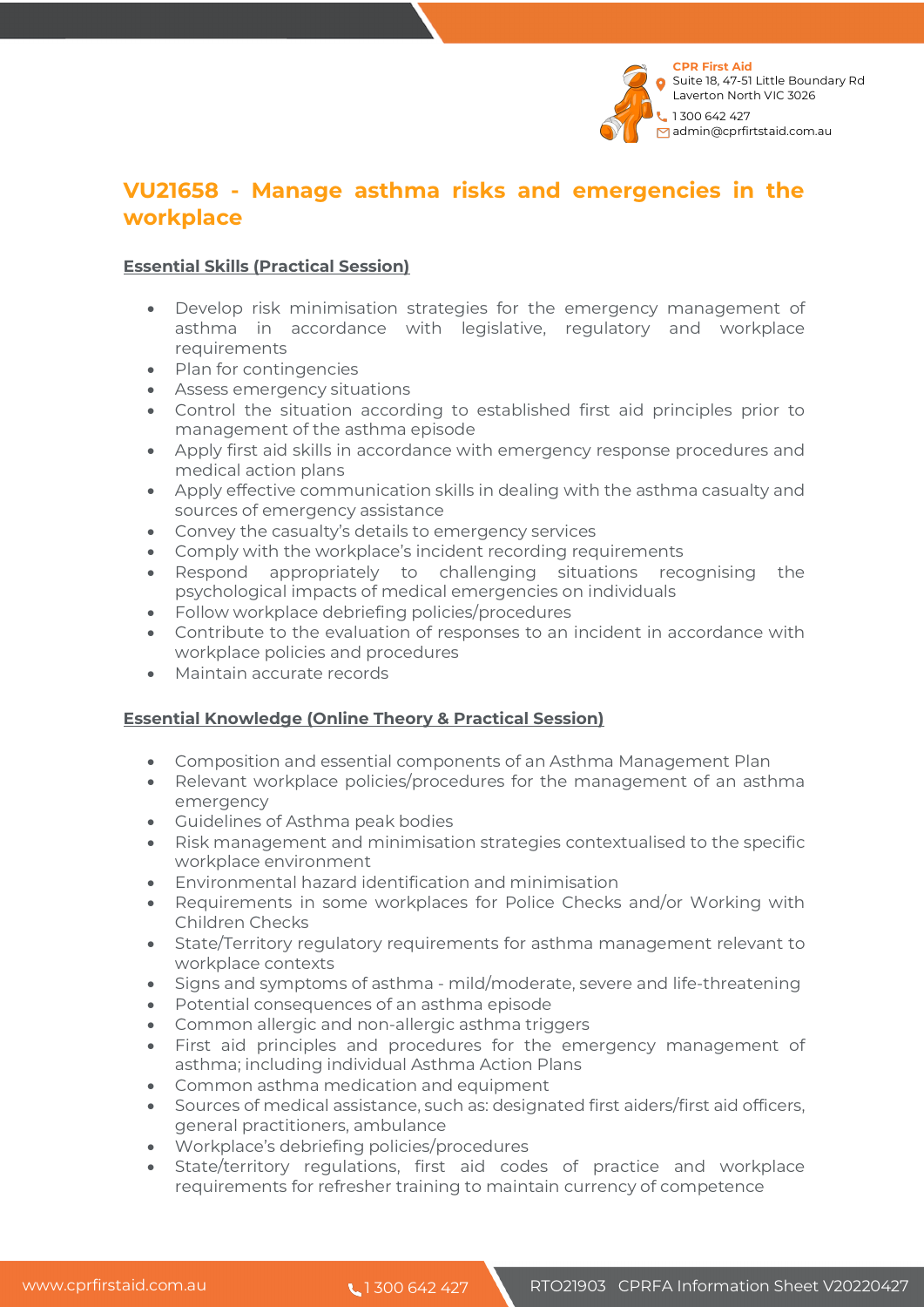CPR First Aid
Suite 18, 47-51 Little Boundary Rd
Laverton North VIC 3026
1 300 642 427
admin@cprfirstaid.com.au

# VU21658 - Manage asthma risks and emergencies in the workplace

**Essential Skills (Practical Session)**

- Develop risk minimisation strategies for the emergency management of asthma in accordance with legislative, regulatory and workplace requirements
- Plan for contingencies
- Assess emergency situations
- Control the situation according to established first aid principles prior to management of the asthma episode
- Apply first aid skills in accordance with emergency response procedures and medical action plans
- Apply effective communication skills in dealing with the asthma casualty and sources of emergency assistance
- Convey the casualty's details to emergency services
- Comply with the workplace's incident recording requirements
- Respond appropriately to challenging situations recognising the psychological impacts of medical emergencies on individuals
- Follow workplace debriefing policies/procedures
- Contribute to the evaluation of responses to an incident in accordance with workplace policies and procedures
- Maintain accurate records

**Essential Knowledge (Online Theory & Practical Session)**

- Composition and essential components of an Asthma Management Plan
- Relevant workplace policies/procedures for the management of an asthma emergency
- Guidelines of Asthma peak bodies
- Risk management and minimisation strategies contextualised to the specific workplace environment
- Environmental hazard identification and minimisation
- Requirements in some workplaces for Police Checks and/or Working with Children Checks
- State/Territory regulatory requirements for asthma management relevant to workplace contexts
- Signs and symptoms of asthma - mild/moderate, severe and life-threatening
- Potential consequences of an asthma episode
- Common allergic and non-allergic asthma triggers
- First aid principles and procedures for the emergency management of asthma; including individual Asthma Action Plans
- Common asthma medication and equipment
- Sources of medical assistance, such as: designated first aiders/first aid officers, general practitioners, ambulance
- Workplace's debriefing policies/procedures
- State/territory regulations, first aid codes of practice and workplace requirements for refresher training to maintain currency of competence